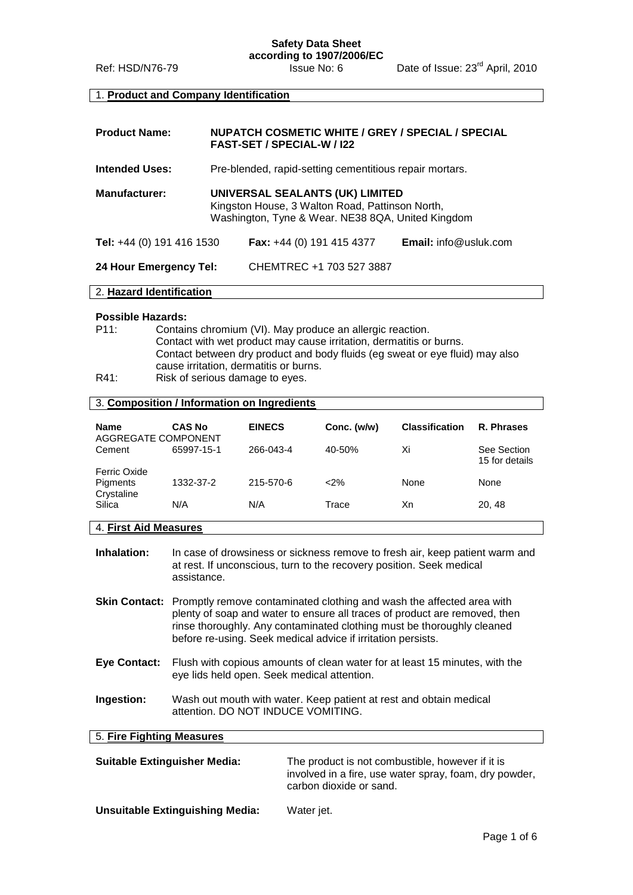**Safety Data Sheet**
**according to 1907/2006/EC**

Ref: HSD/N76-79 | Issue No: 6 | Date of Issue: 23rd April, 2010

## 1. Product and Company Identification

**Product Name:** **NUPATCH COSMETIC WHITE / GREY / SPECIAL / SPECIAL FAST-SET / SPECIAL-W / I22**

**Intended Uses:** Pre-blended, rapid-setting cementitious repair mortars.

**Manufacturer:** **UNIVERSAL SEALANTS (UK) LIMITED**
Kingston House, 3 Walton Road, Pattinson North,
Washington, Tyne & Wear. NE38 8QA, United Kingdom

**Tel:** +44 (0) 191 416 1530 **Fax:** +44 (0) 191 415 4377 **Email:** info@usluk.com

**24 Hour Emergency Tel:** CHEMTREC +1 703 527 3887

## 2. Hazard Identification

**Possible Hazards:**

P11: Contains chromium (VI). May produce an allergic reaction.
Contact with wet product may cause irritation, dermatitis or burns.
Contact between dry product and body fluids (eg sweat or eye fluid) may also cause irritation, dermatitis or burns.

R41: Risk of serious damage to eyes.

## 3. Composition / Information on Ingredients

| Name | CAS No | EINECS | Conc. (w/w) | Classification | R. Phrases |
|---|---|---|---|---|---|
| AGGREGATE COMPONENT | | | | | |
| Cement | 65997-15-1 | 266-043-4 | 40-50% | Xi | See Section 15 for details |
| Ferric Oxide Pigments | 1332-37-2 | 215-570-6 | <2% | None | None |
| Crystaline Silica | N/A | N/A | Trace | Xn | 20, 48 |

## 4. First Aid Measures

**Inhalation:** In case of drowsiness or sickness remove to fresh air, keep patient warm and at rest. If unconscious, turn to the recovery position. Seek medical assistance.

**Skin Contact:** Promptly remove contaminated clothing and wash the affected area with plenty of soap and water to ensure all traces of product are removed, then rinse thoroughly. Any contaminated clothing must be thoroughly cleaned before re-using. Seek medical advice if irritation persists.

**Eye Contact:** Flush with copious amounts of clean water for at least 15 minutes, with the eye lids held open. Seek medical attention.

**Ingestion:** Wash out mouth with water. Keep patient at rest and obtain medical attention. DO NOT INDUCE VOMITING.

## 5. Fire Fighting Measures

**Suitable Extinguisher Media:** The product is not combustible, however if it is involved in a fire, use water spray, foam, dry powder, carbon dioxide or sand.

**Unsuitable Extinguishing Media:** Water jet.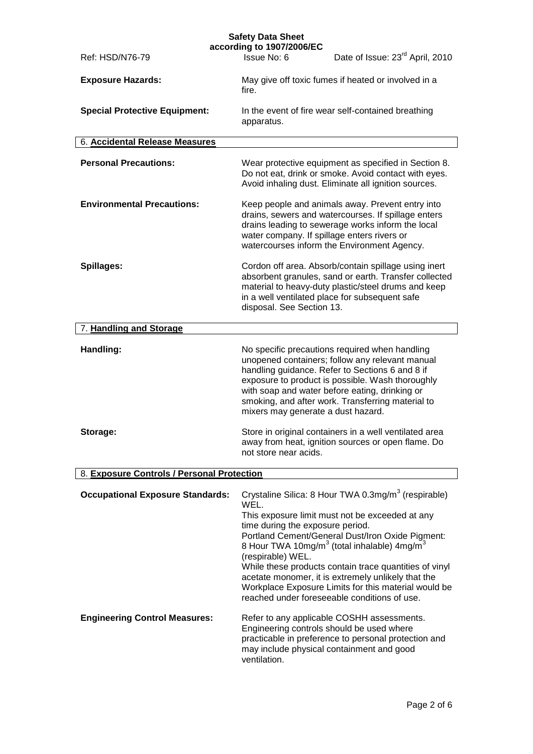**Exposure Hazards:** May give off toxic fumes if heated or involved in a fire.

**Special Protective Equipment:** In the event of fire wear self-contained breathing apparatus.

## 6. Accidental Release Measures

**Personal Precautions:** Wear protective equipment as specified in Section 8. Do not eat, drink or smoke. Avoid contact with eyes. Avoid inhaling dust. Eliminate all ignition sources.

**Environmental Precautions:** Keep people and animals away. Prevent entry into drains, sewers and watercourses. If spillage enters drains leading to sewerage works inform the local water company. If spillage enters rivers or watercourses inform the Environment Agency.

**Spillages:** Cordon off area. Absorb/contain spillage using inert absorbent granules, sand or earth. Transfer collected material to heavy-duty plastic/steel drums and keep in a well ventilated place for subsequent safe disposal. See Section 13.

## 7. Handling and Storage

**Handling:** No specific precautions required when handling unopened containers; follow any relevant manual handling guidance. Refer to Sections 6 and 8 if exposure to product is possible. Wash thoroughly with soap and water before eating, drinking or smoking, and after work. Transferring material to mixers may generate a dust hazard.

**Storage:** Store in original containers in a well ventilated area away from heat, ignition sources or open flame. Do not store near acids.

## 8. Exposure Controls / Personal Protection

**Occupational Exposure Standards:** Crystaline Silica: 8 Hour TWA 0.3mg/m$^3$ (respirable) WEL.
This exposure limit must not be exceeded at any time during the exposure period.
Portland Cement/General Dust/Iron Oxide Pigment: 8 Hour TWA 10mg/m$^3$ (total inhalable) 4mg/m$^3$ (respirable) WEL.
While these products contain trace quantities of vinyl acetate monomer, it is extremely unlikely that the Workplace Exposure Limits for this material would be reached under foreseeable conditions of use.

**Engineering Control Measures:** Refer to any applicable COSHH assessments. Engineering controls should be used where practicable in preference to personal protection and may include physical containment and good ventilation.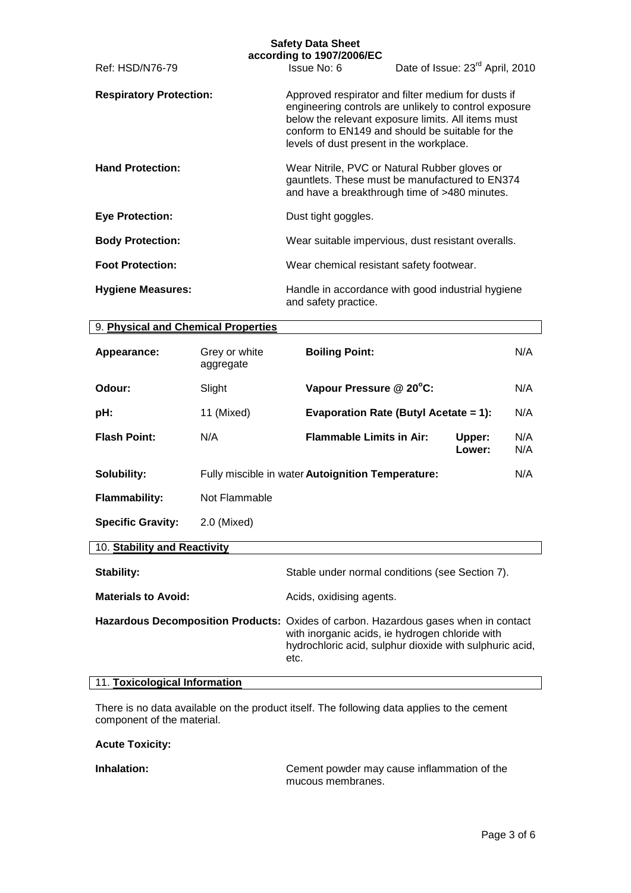**Respiratory Protection:** Approved respirator and filter medium for dusts if engineering controls are unlikely to control exposure below the relevant exposure limits. All items must conform to EN149 and should be suitable for the levels of dust present in the workplace.

**Hand Protection:** Wear Nitrile, PVC or Natural Rubber gloves or gauntlets. These must be manufactured to EN374 and have a breakthrough time of >480 minutes.

**Eye Protection:** Dust tight goggles.

**Body Protection:** Wear suitable impervious, dust resistant overalls.

**Foot Protection:** Wear chemical resistant safety footwear.

**Hygiene Measures:** Handle in accordance with good industrial hygiene and safety practice.

## 9. Physical and Chemical Properties

| | | | |
|---|---|---|---|
| **Appearance:** | Grey or white aggregate | **Boiling Point:** | N/A |
| **Odour:** | Slight | **Vapour Pressure @ 20°C:** | N/A |
| **pH:** | 11 (Mixed) | **Evaporation Rate (Butyl Acetate = 1):** | N/A |
| **Flash Point:** | N/A | **Flammable Limits in Air:** Upper: / Lower: | N/A / N/A |
| **Solubility:** | Fully miscible in water | **Autoignition Temperature:** | N/A |
| **Flammability:** | Not Flammable | | |
| **Specific Gravity:** | 2.0 (Mixed) | | |

## 10. Stability and Reactivity

**Stability:** Stable under normal conditions (see Section 7).

**Materials to Avoid:** Acids, oxidising agents.

**Hazardous Decomposition Products:** Oxides of carbon. Hazardous gases when in contact with inorganic acids, ie hydrogen chloride with hydrochloric acid, sulphur dioxide with sulphuric acid, etc.

## 11. Toxicological Information

There is no data available on the product itself. The following data applies to the cement component of the material.

**Acute Toxicity:**

**Inhalation:** Cement powder may cause inflammation of the mucous membranes.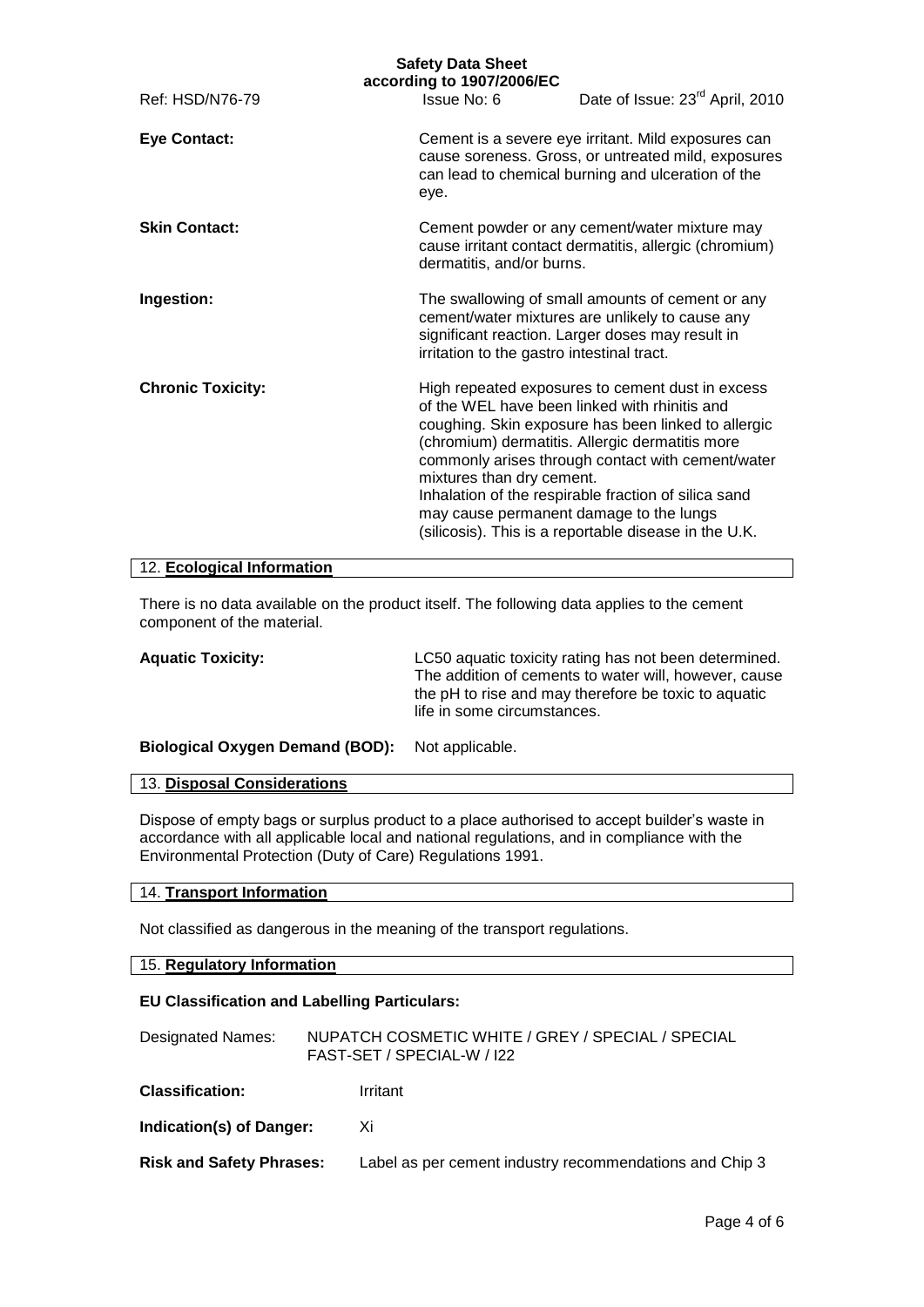**Eye Contact:** Cement is a severe eye irritant. Mild exposures can cause soreness. Gross, or untreated mild, exposures can lead to chemical burning and ulceration of the eye.

**Skin Contact:** Cement powder or any cement/water mixture may cause irritant contact dermatitis, allergic (chromium) dermatitis, and/or burns.

**Ingestion:** The swallowing of small amounts of cement or any cement/water mixtures are unlikely to cause any significant reaction. Larger doses may result in irritation to the gastro intestinal tract.

**Chronic Toxicity:** High repeated exposures to cement dust in excess of the WEL have been linked with rhinitis and coughing. Skin exposure has been linked to allergic (chromium) dermatitis. Allergic dermatitis more commonly arises through contact with cement/water mixtures than dry cement.
Inhalation of the respirable fraction of silica sand may cause permanent damage to the lungs (silicosis). This is a reportable disease in the U.K.

## 12. Ecological Information

There is no data available on the product itself. The following data applies to the cement component of the material.

**Aquatic Toxicity:** LC50 aquatic toxicity rating has not been determined. The addition of cements to water will, however, cause the pH to rise and may therefore be toxic to aquatic life in some circumstances.

**Biological Oxygen Demand (BOD):** Not applicable.

## 13. Disposal Considerations

Dispose of empty bags or surplus product to a place authorised to accept builder's waste in accordance with all applicable local and national regulations, and in compliance with the Environmental Protection (Duty of Care) Regulations 1991.

## 14. Transport Information

Not classified as dangerous in the meaning of the transport regulations.

## 15. Regulatory Information

**EU Classification and Labelling Particulars:**

Designated Names: NUPATCH COSMETIC WHITE / GREY / SPECIAL / SPECIAL FAST-SET / SPECIAL-W / I22

**Classification:** Irritant

**Indication(s) of Danger:** Xi

**Risk and Safety Phrases:** Label as per cement industry recommendations and Chip 3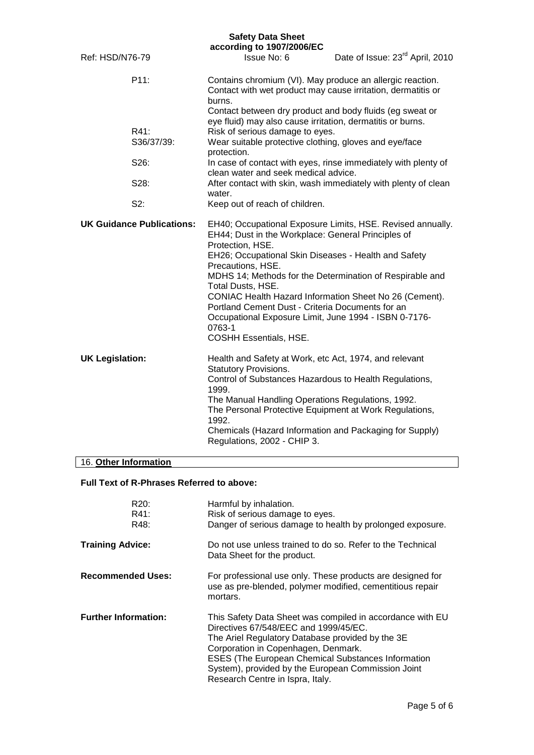| | |
|---|---|
| P11: | Contains chromium (VI). May produce an allergic reaction. Contact with wet product may cause irritation, dermatitis or burns. Contact between dry product and body fluids (eg sweat or eye fluid) may also cause irritation, dermatitis or burns. |
| R41: | Risk of serious damage to eyes. |
| S36/37/39: | Wear suitable protective clothing, gloves and eye/face protection. |
| S26: | In case of contact with eyes, rinse immediately with plenty of clean water and seek medical advice. |
| S28: | After contact with skin, wash immediately with plenty of clean water. |
| S2: | Keep out of reach of children. |

**UK Guidance Publications:**

EH40; Occupational Exposure Limits, HSE. Revised annually.
EH44; Dust in the Workplace: General Principles of Protection, HSE.
EH26; Occupational Skin Diseases - Health and Safety Precautions, HSE.
MDHS 14; Methods for the Determination of Respirable and Total Dusts, HSE.
CONIAC Health Hazard Information Sheet No 26 (Cement).
Portland Cement Dust - Criteria Documents for an Occupational Exposure Limit, June 1994 - ISBN 0-7176-0763-1
COSHH Essentials, HSE.

**UK Legislation:**

Health and Safety at Work, etc Act, 1974, and relevant Statutory Provisions.
Control of Substances Hazardous to Health Regulations, 1999.
The Manual Handling Operations Regulations, 1992.
The Personal Protective Equipment at Work Regulations, 1992.
Chemicals (Hazard Information and Packaging for Supply) Regulations, 2002 - CHIP 3.

## 16. Other Information

**Full Text of R-Phrases Referred to above:**

| | |
|---|---|
| R20: | Harmful by inhalation. |
| R41: | Risk of serious damage to eyes. |
| R48: | Danger of serious damage to health by prolonged exposure. |

**Training Advice:** Do not use unless trained to do so. Refer to the Technical Data Sheet for the product.

**Recommended Uses:** For professional use only. These products are designed for use as pre-blended, polymer modified, cementitious repair mortars.

**Further Information:** This Safety Data Sheet was compiled in accordance with EU Directives 67/548/EEC and 1999/45/EC.
The Ariel Regulatory Database provided by the 3E Corporation in Copenhagen, Denmark.
ESES (The European Chemical Substances Information System), provided by the European Commission Joint Research Centre in Ispra, Italy.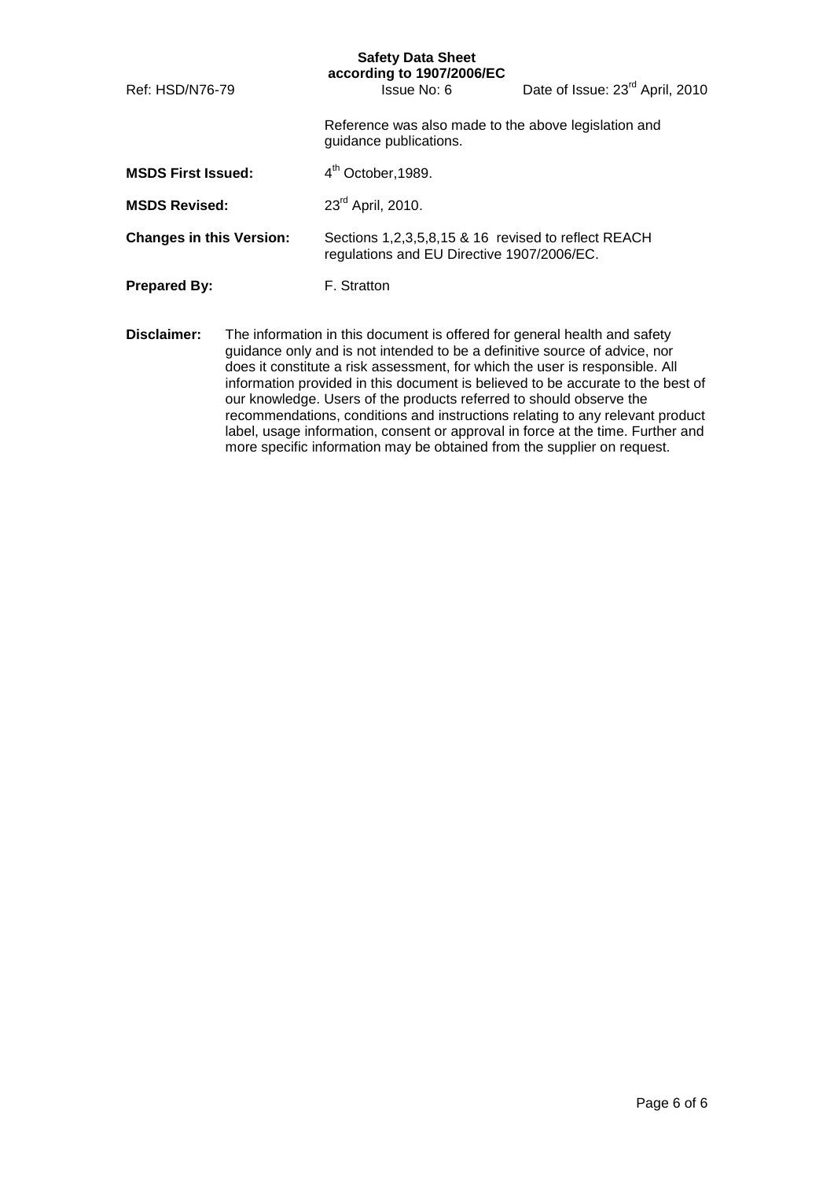Reference was also made to the above legislation and guidance publications.

| | |
|---|---|
| **MSDS First Issued:** | 4th October,1989. |
| **MSDS Revised:** | 23rd April, 2010. |
| **Changes in this Version:** | Sections 1,2,3,5,8,15 & 16 revised to reflect REACH regulations and EU Directive 1907/2006/EC. |
| **Prepared By:** | F. Stratton |

**Disclaimer:** The information in this document is offered for general health and safety guidance only and is not intended to be a definitive source of advice, nor does it constitute a risk assessment, for which the user is responsible. All information provided in this document is believed to be accurate to the best of our knowledge. Users of the products referred to should observe the recommendations, conditions and instructions relating to any relevant product label, usage information, consent or approval in force at the time. Further and more specific information may be obtained from the supplier on request.